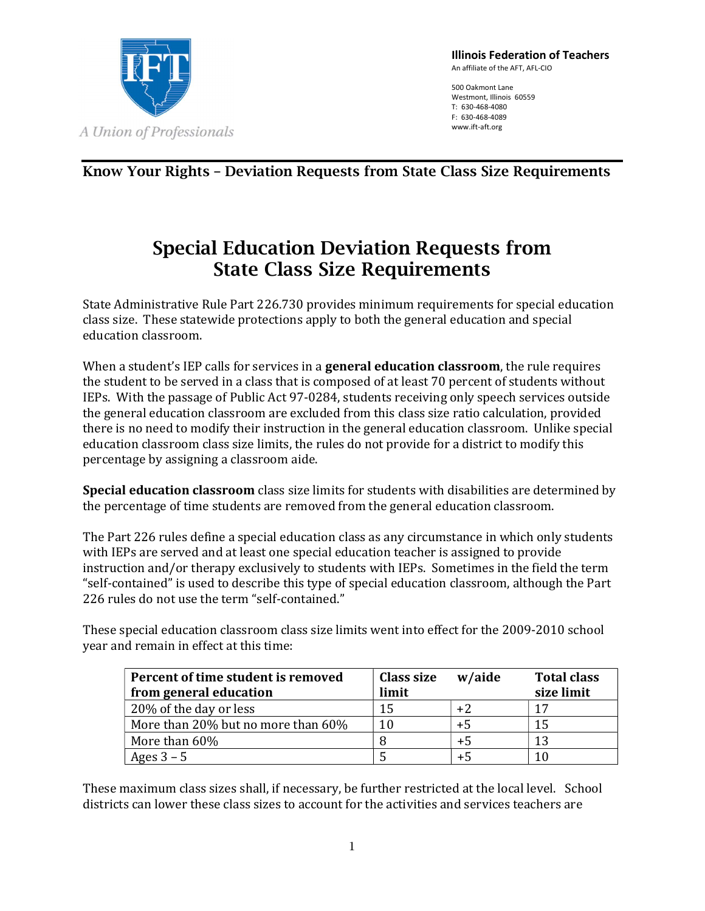**Illinois Federation of Teachers**
An affiliate of the AFT, AFL-CIO

500 Oakmont Lane
Westmont, Illinois 60559
T: 630-468-4080
F: 630-468-4089
www.ift-aft.org

*A Union of Professionals*

## Know Your Rights – Deviation Requests from State Class Size Requirements

# Special Education Deviation Requests from State Class Size Requirements

State Administrative Rule Part 226.730 provides minimum requirements for special education class size. These statewide protections apply to both the general education and special education classroom.

When a student's IEP calls for services in a **general education classroom**, the rule requires the student to be served in a class that is composed of at least 70 percent of students without IEPs. With the passage of Public Act 97-0284, students receiving only speech services outside the general education classroom are excluded from this class size ratio calculation, provided there is no need to modify their instruction in the general education classroom. Unlike special education classroom class size limits, the rules do not provide for a district to modify this percentage by assigning a classroom aide.

**Special education classroom** class size limits for students with disabilities are determined by the percentage of time students are removed from the general education classroom.

The Part 226 rules define a special education class as any circumstance in which only students with IEPs are served and at least one special education teacher is assigned to provide instruction and/or therapy exclusively to students with IEPs. Sometimes in the field the term "self-contained" is used to describe this type of special education classroom, although the Part 226 rules do not use the term "self-contained."

These special education classroom class size limits went into effect for the 2009-2010 school year and remain in effect at this time:

| Percent of time student is removed from general education | Class size limit | w/aide | Total class size limit |
|---|---|---|---|
| 20% of the day or less | 15 | +2 | 17 |
| More than 20% but no more than 60% | 10 | +5 | 15 |
| More than 60% | 8 | +5 | 13 |
| Ages 3 – 5 | 5 | +5 | 10 |

These maximum class sizes shall, if necessary, be further restricted at the local level. School districts can lower these class sizes to account for the activities and services teachers are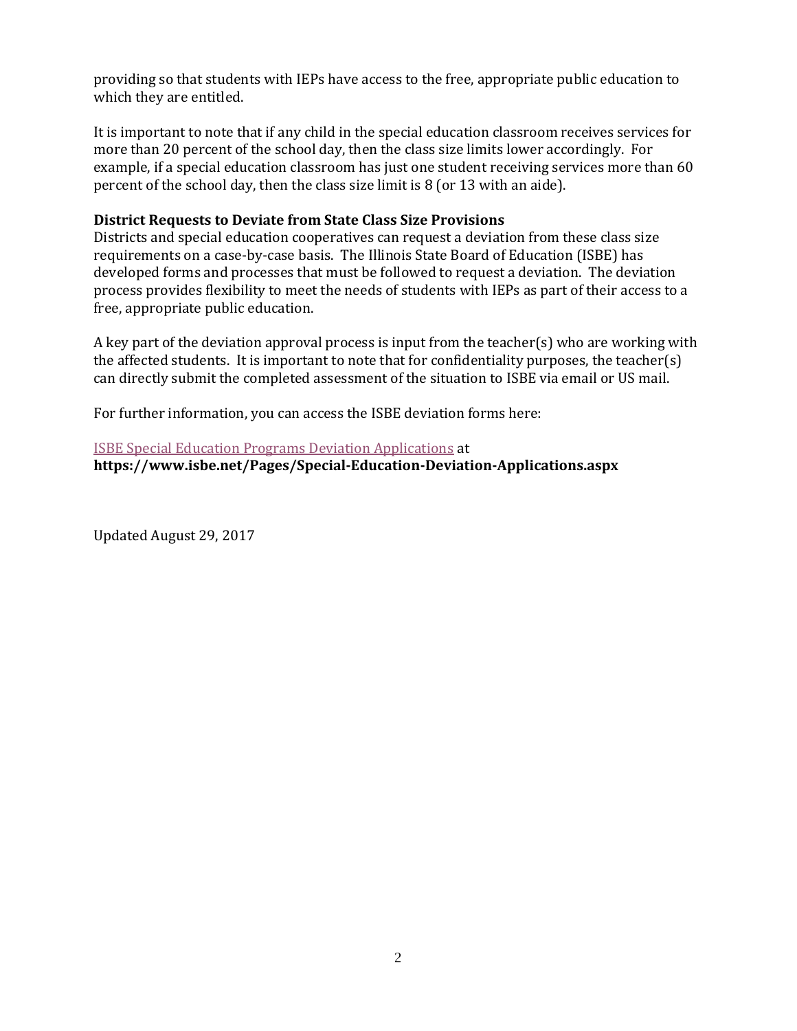providing so that students with IEPs have access to the free, appropriate public education to which they are entitled.

It is important to note that if any child in the special education classroom receives services for more than 20 percent of the school day, then the class size limits lower accordingly. For example, if a special education classroom has just one student receiving services more than 60 percent of the school day, then the class size limit is 8 (or 13 with an aide).

**District Requests to Deviate from State Class Size Provisions**

Districts and special education cooperatives can request a deviation from these class size requirements on a case-by-case basis. The Illinois State Board of Education (ISBE) has developed forms and processes that must be followed to request a deviation. The deviation process provides flexibility to meet the needs of students with IEPs as part of their access to a free, appropriate public education.

A key part of the deviation approval process is input from the teacher(s) who are working with the affected students. It is important to note that for confidentiality purposes, the teacher(s) can directly submit the completed assessment of the situation to ISBE via email or US mail.

For further information, you can access the ISBE deviation forms here:

[ISBE Special Education Programs Deviation Applications](https://www.isbe.net/Pages/Special-Education-Deviation-Applications.aspx) at
**https://www.isbe.net/Pages/Special-Education-Deviation-Applications.aspx**

Updated August 29, 2017